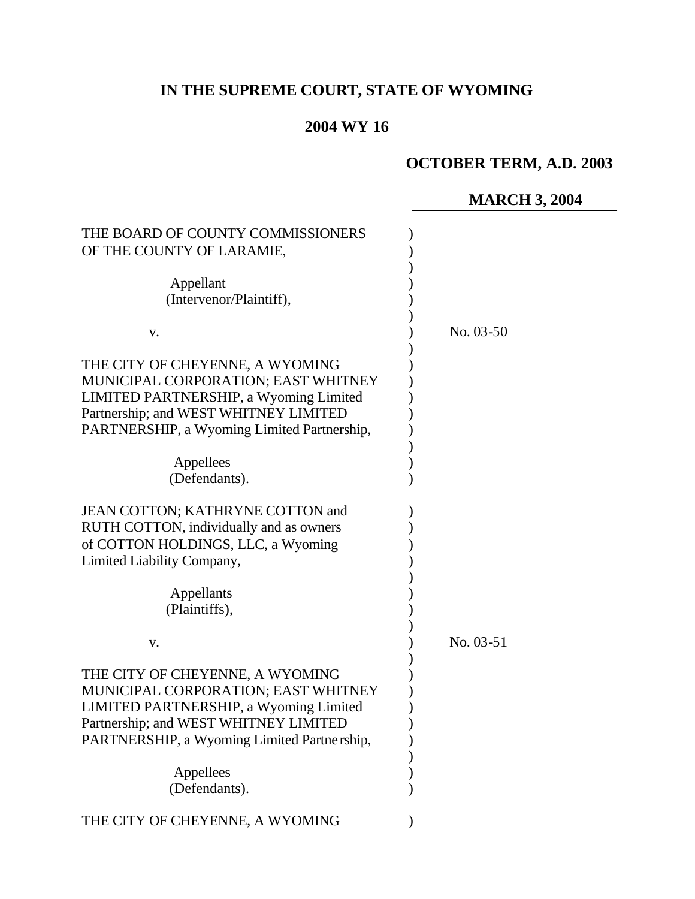# IN THE SUPREME COURT, STATE OF WYOMING

## 2004 WY 16

**OCTOBER TERM, A.D. 2003**

**MARCH 3, 2004**

THE BOARD OF COUNTY COMMISSIONERS OF THE COUNTY OF LARAMIE,

Appellant (Intervenor/Plaintiff),

v.

No. 03-50

THE CITY OF CHEYENNE, A WYOMING MUNICIPAL CORPORATION; EAST WHITNEY LIMITED PARTNERSHIP, a Wyoming Limited Partnership; and WEST WHITNEY LIMITED PARTNERSHIP, a Wyoming Limited Partnership,

Appellees (Defendants).

JEAN COTTON; KATHRYNE COTTON and RUTH COTTON, individually and as owners of COTTON HOLDINGS, LLC, a Wyoming Limited Liability Company,

Appellants (Plaintiffs),

v.

No. 03-51

THE CITY OF CHEYENNE, A WYOMING MUNICIPAL CORPORATION; EAST WHITNEY LIMITED PARTNERSHIP, a Wyoming Limited Partnership; and WEST WHITNEY LIMITED PARTNERSHIP, a Wyoming Limited Partnership,

Appellees (Defendants).

THE CITY OF CHEYENNE, A WYOMING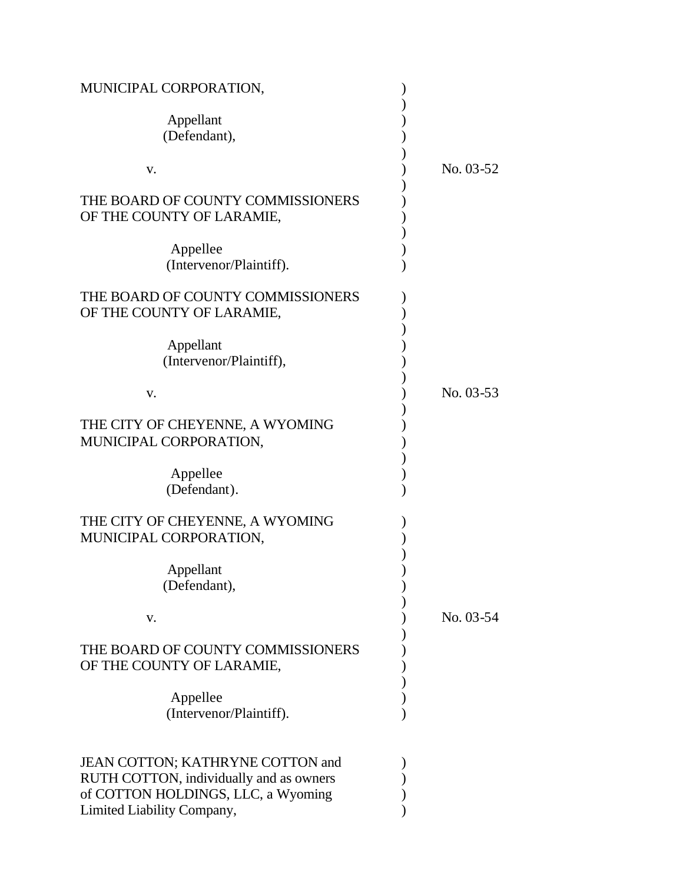MUNICIPAL CORPORATION,

Appellant
(Defendant),

v. No. 03-52

THE BOARD OF COUNTY COMMISSIONERS
OF THE COUNTY OF LARAMIE,

Appellee
(Intervenor/Plaintiff).

THE BOARD OF COUNTY COMMISSIONERS
OF THE COUNTY OF LARAMIE,

Appellant
(Intervenor/Plaintiff),

v. No. 03-53

THE CITY OF CHEYENNE, A WYOMING
MUNICIPAL CORPORATION,

Appellee
(Defendant).

THE CITY OF CHEYENNE, A WYOMING
MUNICIPAL CORPORATION,

Appellant
(Defendant),

v. No. 03-54

THE BOARD OF COUNTY COMMISSIONERS
OF THE COUNTY OF LARAMIE,

Appellee
(Intervenor/Plaintiff).

JEAN COTTON; KATHRYNE COTTON and
RUTH COTTON, individually and as owners
of COTTON HOLDINGS, LLC, a Wyoming
Limited Liability Company,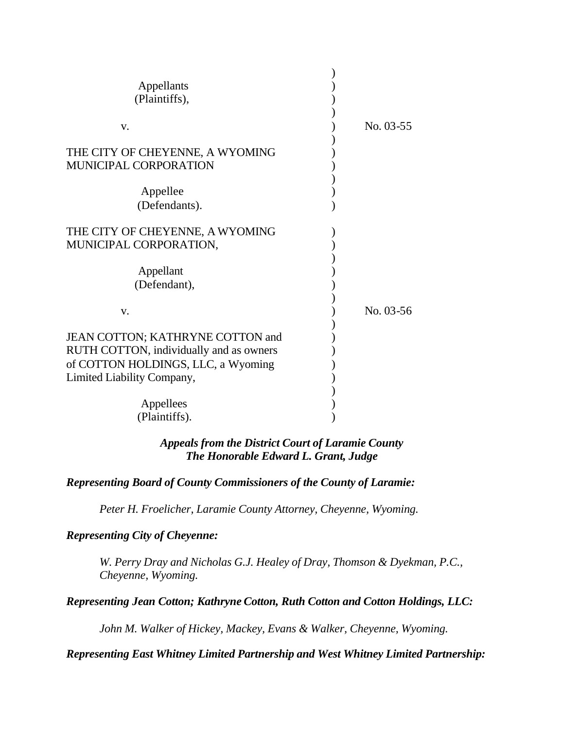| | | |
|---|---|---|
| Appellants (Plaintiffs), | ) | |
| v. | ) | No. 03-55 |
| THE CITY OF CHEYENNE, A WYOMING MUNICIPAL CORPORATION | ) | |
| Appellee (Defendants). | ) | |

| | | |
|---|---|---|
| THE CITY OF CHEYENNE, A WYOMING MUNICIPAL CORPORATION, | ) | |
| Appellant (Defendant), | ) | |
| v. | ) | No. 03-56 |
| JEAN COTTON; KATHRYNE COTTON and RUTH COTTON, individually and as owners of COTTON HOLDINGS, LLC, a Wyoming Limited Liability Company, | ) | |
| Appellees (Plaintiffs). | ) | |

***Appeals from the District Court of Laramie County***
***The Honorable Edward L. Grant, Judge***

***Representing Board of County Commissioners of the County of Laramie:***

*Peter H. Froelicher, Laramie County Attorney, Cheyenne, Wyoming.*

***Representing City of Cheyenne:***

*W. Perry Dray and Nicholas G.J. Healey of Dray, Thomson & Dyekman, P.C., Cheyenne, Wyoming.*

***Representing Jean Cotton; Kathryne Cotton, Ruth Cotton and Cotton Holdings, LLC:***

*John M. Walker of Hickey, Mackey, Evans & Walker, Cheyenne, Wyoming.*

***Representing East Whitney Limited Partnership and West Whitney Limited Partnership:***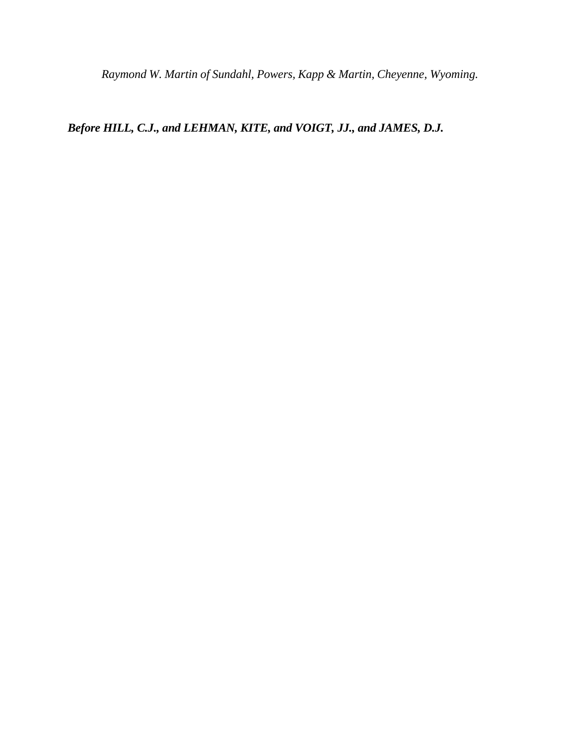*Raymond W. Martin of Sundahl, Powers, Kapp & Martin, Cheyenne, Wyoming.*

***Before HILL, C.J., and LEHMAN, KITE, and VOIGT, JJ., and JAMES, D.J.***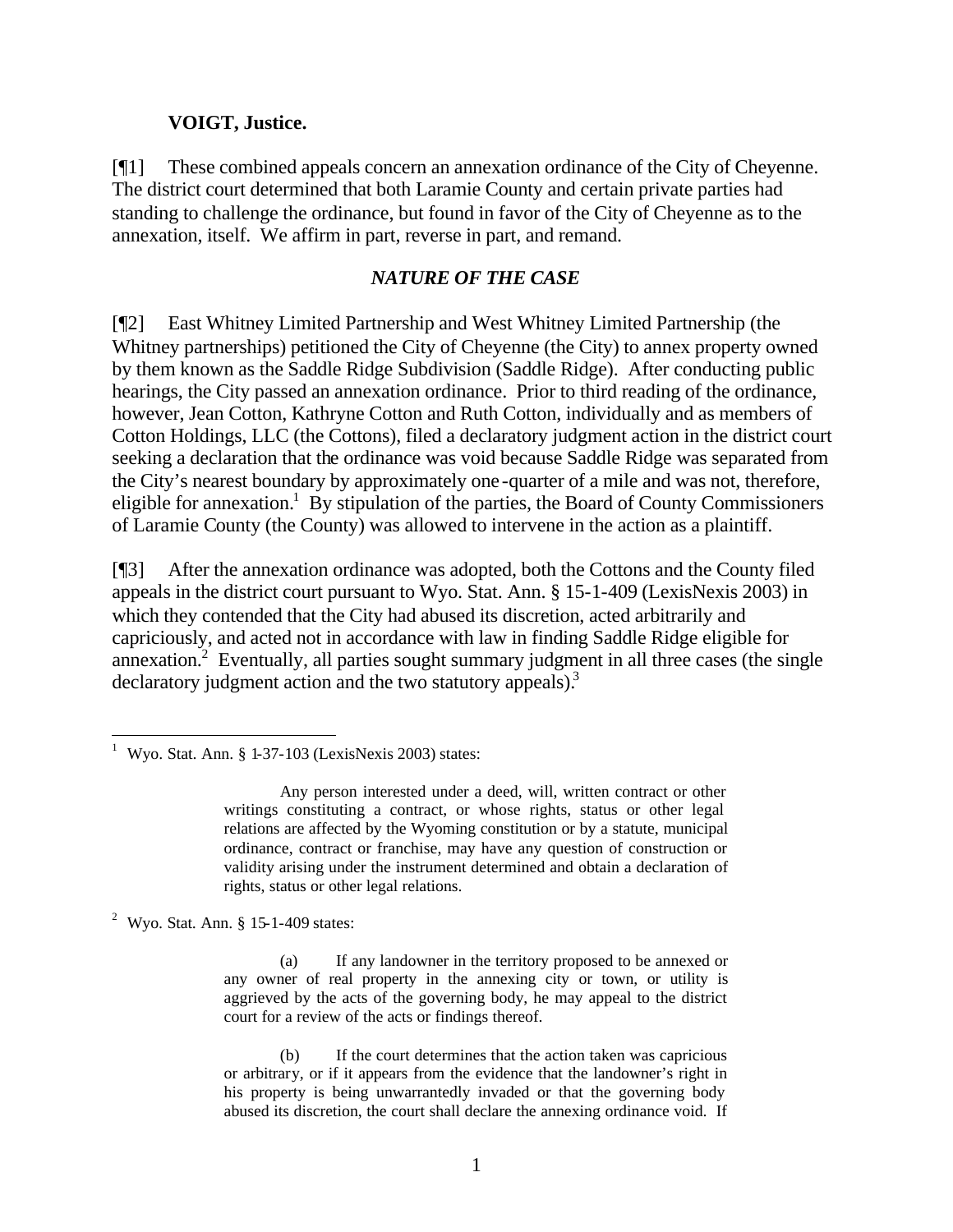**VOIGT, Justice.**

[¶1] These combined appeals concern an annexation ordinance of the City of Cheyenne. The district court determined that both Laramie County and certain private parties had standing to challenge the ordinance, but found in favor of the City of Cheyenne as to the annexation, itself. We affirm in part, reverse in part, and remand.

## *NATURE OF THE CASE*

[¶2] East Whitney Limited Partnership and West Whitney Limited Partnership (the Whitney partnerships) petitioned the City of Cheyenne (the City) to annex property owned by them known as the Saddle Ridge Subdivision (Saddle Ridge). After conducting public hearings, the City passed an annexation ordinance. Prior to third reading of the ordinance, however, Jean Cotton, Kathryne Cotton and Ruth Cotton, individually and as members of Cotton Holdings, LLC (the Cottons), filed a declaratory judgment action in the district court seeking a declaration that the ordinance was void because Saddle Ridge was separated from the City's nearest boundary by approximately one-quarter of a mile and was not, therefore, eligible for annexation.[1] By stipulation of the parties, the Board of County Commissioners of Laramie County (the County) was allowed to intervene in the action as a plaintiff.

[¶3] After the annexation ordinance was adopted, both the Cottons and the County filed appeals in the district court pursuant to Wyo. Stat. Ann. § 15-1-409 (LexisNexis 2003) in which they contended that the City had abused its discretion, acted arbitrarily and capriciously, and acted not in accordance with law in finding Saddle Ridge eligible for annexation.[2] Eventually, all parties sought summary judgment in all three cases (the single declaratory judgment action and the two statutory appeals).[3]

---

[1] Wyo. Stat. Ann. § 1-37-103 (LexisNexis 2003) states:

> Any person interested under a deed, will, written contract or other writings constituting a contract, or whose rights, status or other legal relations are affected by the Wyoming constitution or by a statute, municipal ordinance, contract or franchise, may have any question of construction or validity arising under the instrument determined and obtain a declaration of rights, status or other legal relations.

[2] Wyo. Stat. Ann. § 15-1-409 states:

> (a) If any landowner in the territory proposed to be annexed or any owner of real property in the annexing city or town, or utility is aggrieved by the acts of the governing body, he may appeal to the district court for a review of the acts or findings thereof.
>
> (b) If the court determines that the action taken was capricious or arbitrary, or if it appears from the evidence that the landowner's right in his property is being unwarrantedly invaded or that the governing body abused its discretion, the court shall declare the annexing ordinance void. If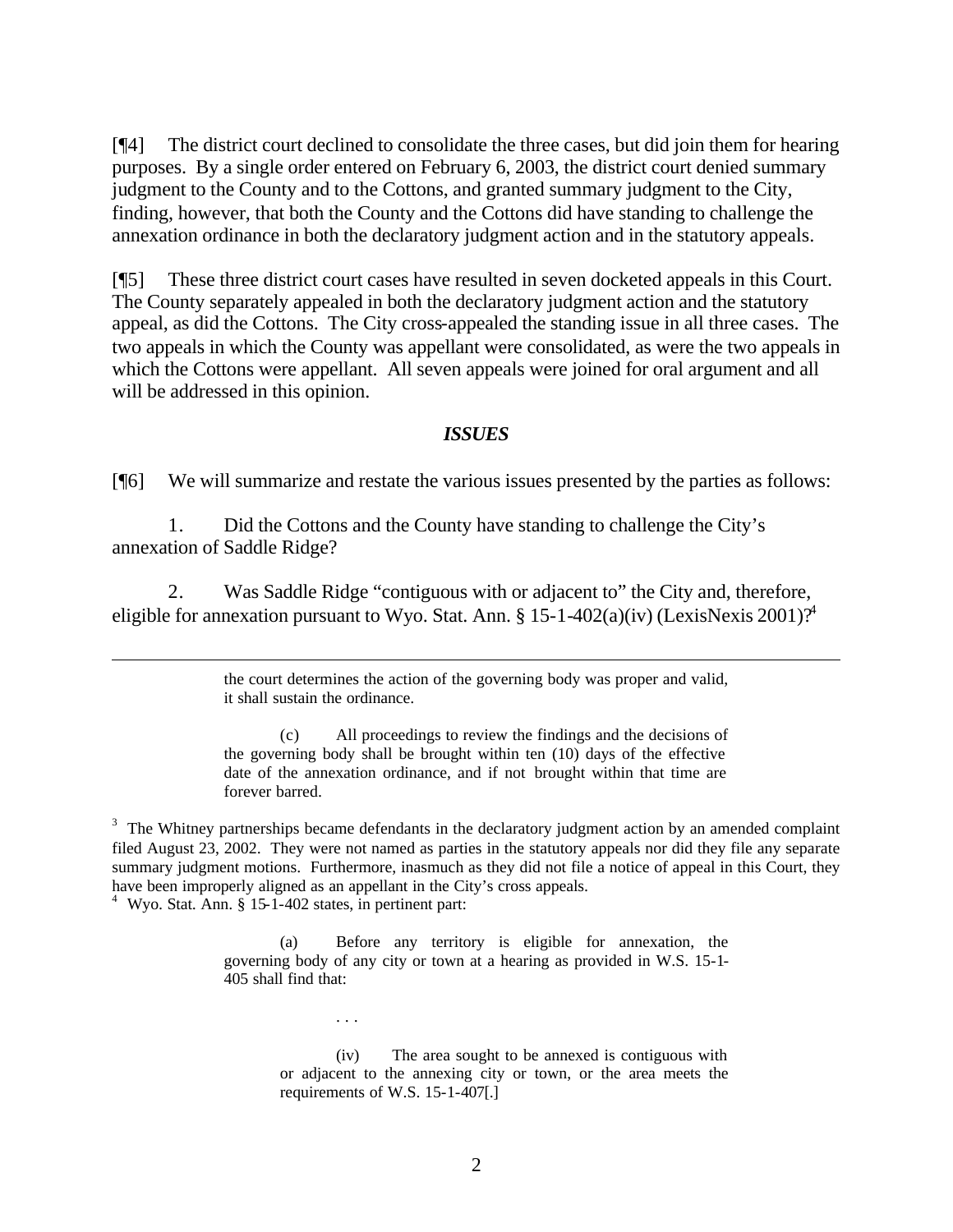[¶4] The district court declined to consolidate the three cases, but did join them for hearing purposes. By a single order entered on February 6, 2003, the district court denied summary judgment to the County and to the Cottons, and granted summary judgment to the City, finding, however, that both the County and the Cottons did have standing to challenge the annexation ordinance in both the declaratory judgment action and in the statutory appeals.

[¶5] These three district court cases have resulted in seven docketed appeals in this Court. The County separately appealed in both the declaratory judgment action and the statutory appeal, as did the Cottons. The City cross-appealed the standing issue in all three cases. The two appeals in which the County was appellant were consolidated, as were the two appeals in which the Cottons were appellant. All seven appeals were joined for oral argument and all will be addressed in this opinion.

### *ISSUES*

[¶6] We will summarize and restate the various issues presented by the parties as follows:

1. Did the Cottons and the County have standing to challenge the City's annexation of Saddle Ridge?

2. Was Saddle Ridge "contiguous with or adjacent to" the City and, therefore, eligible for annexation pursuant to Wyo. Stat. Ann. § 15-1-402(a)(iv) (LexisNexis 2001)?[4]

---

> the court determines the action of the governing body was proper and valid, it shall sustain the ordinance.
>
> (c) All proceedings to review the findings and the decisions of the governing body shall be brought within ten (10) days of the effective date of the annexation ordinance, and if not brought within that time are forever barred.

[3] The Whitney partnerships became defendants in the declaratory judgment action by an amended complaint filed August 23, 2002. They were not named as parties in the statutory appeals nor did they file any separate summary judgment motions. Furthermore, inasmuch as they did not file a notice of appeal in this Court, they have been improperly aligned as an appellant in the City's cross appeals.

[4] Wyo. Stat. Ann. § 15-1-402 states, in pertinent part:

> (a) Before any territory is eligible for annexation, the governing body of any city or town at a hearing as provided in W.S. 15-1-405 shall find that:
>
> . . .
>
> (iv) The area sought to be annexed is contiguous with or adjacent to the annexing city or town, or the area meets the requirements of W.S. 15-1-407[.]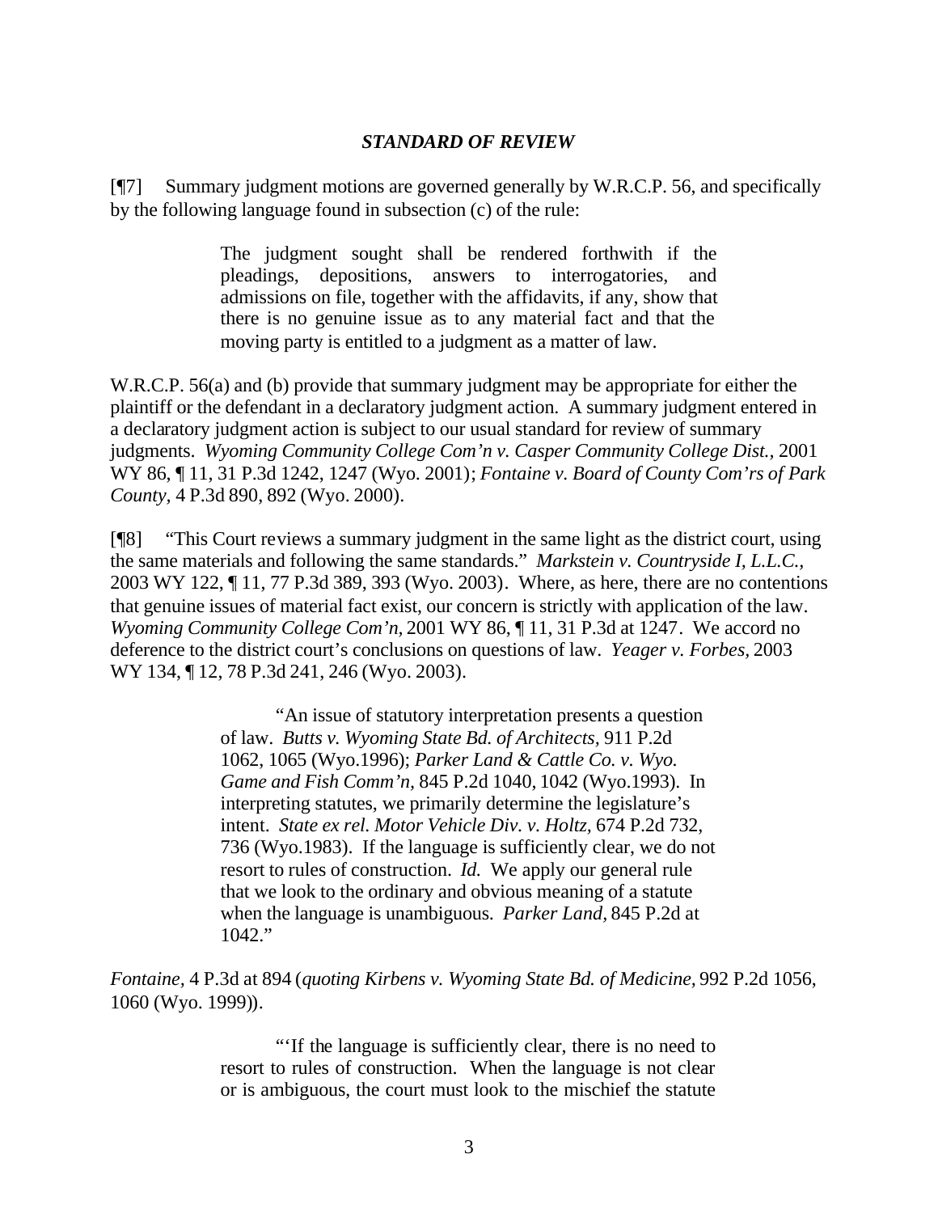### *STANDARD OF REVIEW*

[¶7] Summary judgment motions are governed generally by W.R.C.P. 56, and specifically by the following language found in subsection (c) of the rule:

> The judgment sought shall be rendered forthwith if the pleadings, depositions, answers to interrogatories, and admissions on file, together with the affidavits, if any, show that there is no genuine issue as to any material fact and that the moving party is entitled to a judgment as a matter of law.

W.R.C.P. 56(a) and (b) provide that summary judgment may be appropriate for either the plaintiff or the defendant in a declaratory judgment action. A summary judgment entered in a declaratory judgment action is subject to our usual standard for review of summary judgments. *Wyoming Community College Com'n v. Casper Community College Dist.*, 2001 WY 86, ¶ 11, 31 P.3d 1242, 1247 (Wyo. 2001); *Fontaine v. Board of County Com'rs of Park County,* 4 P.3d 890, 892 (Wyo. 2000).

[¶8] "This Court reviews a summary judgment in the same light as the district court, using the same materials and following the same standards." *Markstein v. Countryside I, L.L.C.*, 2003 WY 122, ¶ 11, 77 P.3d 389, 393 (Wyo. 2003). Where, as here, there are no contentions that genuine issues of material fact exist, our concern is strictly with application of the law. *Wyoming Community College Com'n,* 2001 WY 86, ¶ 11, 31 P.3d at 1247. We accord no deference to the district court's conclusions on questions of law. *Yeager v. Forbes,* 2003 WY 134, ¶ 12, 78 P.3d 241, 246 (Wyo. 2003).

> "An issue of statutory interpretation presents a question of law. *Butts v. Wyoming State Bd. of Architects,* 911 P.2d 1062, 1065 (Wyo.1996); *Parker Land & Cattle Co. v. Wyo. Game and Fish Comm'n,* 845 P.2d 1040, 1042 (Wyo.1993). In interpreting statutes, we primarily determine the legislature's intent. *State ex rel. Motor Vehicle Div. v. Holtz,* 674 P.2d 732, 736 (Wyo.1983). If the language is sufficiently clear, we do not resort to rules of construction. *Id.* We apply our general rule that we look to the ordinary and obvious meaning of a statute when the language is unambiguous. *Parker Land,* 845 P.2d at 1042."

*Fontaine,* 4 P.3d at 894 (*quoting Kirbens v. Wyoming State Bd. of Medicine,* 992 P.2d 1056, 1060 (Wyo. 1999)).

> "'If the language is sufficiently clear, there is no need to resort to rules of construction. When the language is not clear or is ambiguous, the court must look to the mischief the statute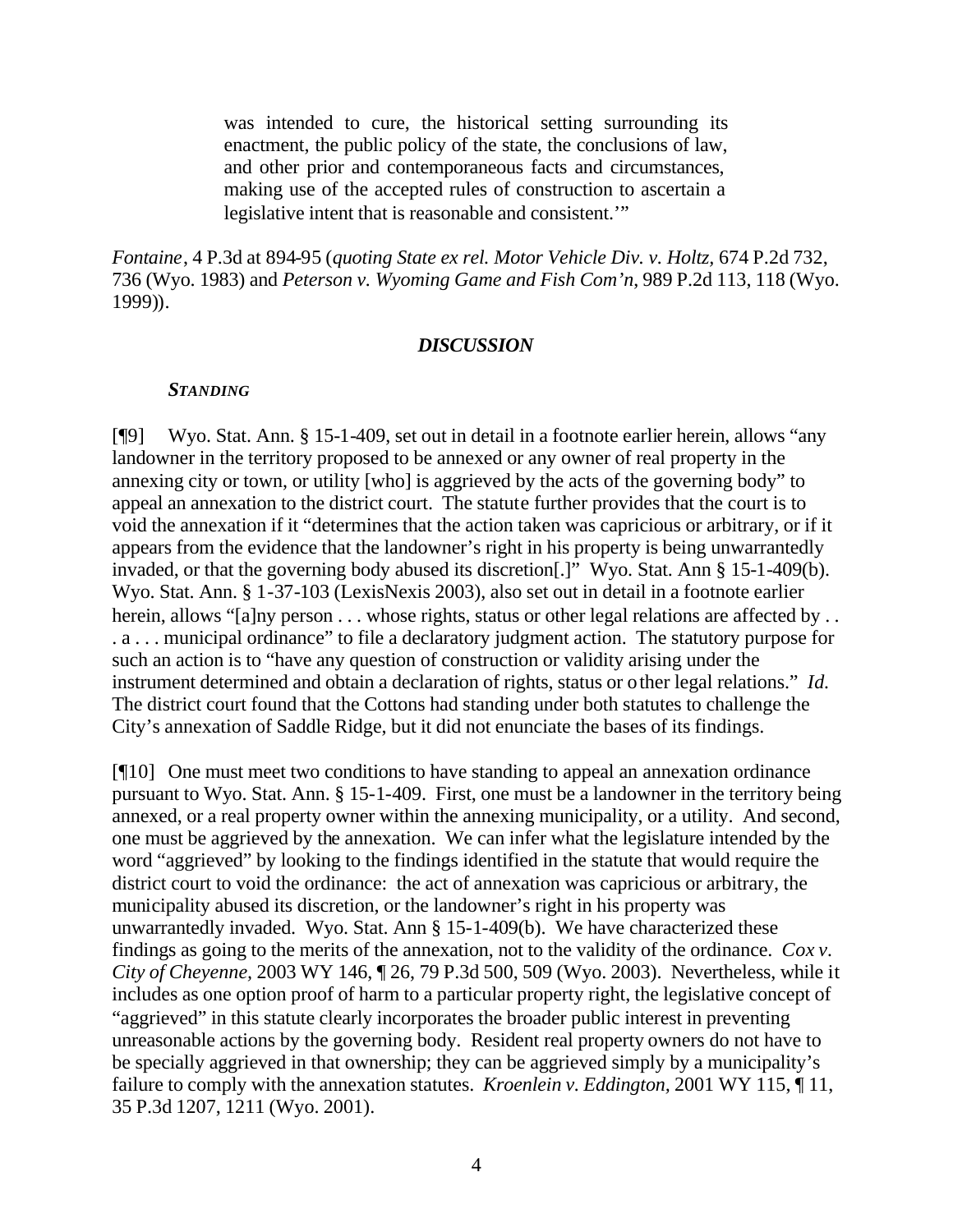> was intended to cure, the historical setting surrounding its enactment, the public policy of the state, the conclusions of law, and other prior and contemporaneous facts and circumstances, making use of the accepted rules of construction to ascertain a legislative intent that is reasonable and consistent.'"

*Fontaine*, 4 P.3d at 894-95 (*quoting State ex rel. Motor Vehicle Div. v. Holtz*, 674 P.2d 732, 736 (Wyo. 1983) and *Peterson v. Wyoming Game and Fish Com'n*, 989 P.2d 113, 118 (Wyo. 1999)).

## *DISCUSSION*

### *STANDING*

[¶9] Wyo. Stat. Ann. § 15-1-409, set out in detail in a footnote earlier herein, allows "any landowner in the territory proposed to be annexed or any owner of real property in the annexing city or town, or utility [who] is aggrieved by the acts of the governing body" to appeal an annexation to the district court. The statute further provides that the court is to void the annexation if it "determines that the action taken was capricious or arbitrary, or if it appears from the evidence that the landowner's right in his property is being unwarrantedly invaded, or that the governing body abused its discretion[.]" Wyo. Stat. Ann § 15-1-409(b). Wyo. Stat. Ann. § 1-37-103 (LexisNexis 2003), also set out in detail in a footnote earlier herein, allows "[a]ny person . . . whose rights, status or other legal relations are affected by . . . a . . . municipal ordinance" to file a declaratory judgment action. The statutory purpose for such an action is to "have any question of construction or validity arising under the instrument determined and obtain a declaration of rights, status or other legal relations." *Id.* The district court found that the Cottons had standing under both statutes to challenge the City's annexation of Saddle Ridge, but it did not enunciate the bases of its findings.

[¶10] One must meet two conditions to have standing to appeal an annexation ordinance pursuant to Wyo. Stat. Ann. § 15-1-409. First, one must be a landowner in the territory being annexed, or a real property owner within the annexing municipality, or a utility. And second, one must be aggrieved by the annexation. We can infer what the legislature intended by the word "aggrieved" by looking to the findings identified in the statute that would require the district court to void the ordinance: the act of annexation was capricious or arbitrary, the municipality abused its discretion, or the landowner's right in his property was unwarrantedly invaded. Wyo. Stat. Ann § 15-1-409(b). We have characterized these findings as going to the merits of the annexation, not to the validity of the ordinance. *Cox v. City of Cheyenne*, 2003 WY 146, ¶ 26, 79 P.3d 500, 509 (Wyo. 2003). Nevertheless, while it includes as one option proof of harm to a particular property right, the legislative concept of "aggrieved" in this statute clearly incorporates the broader public interest in preventing unreasonable actions by the governing body. Resident real property owners do not have to be specially aggrieved in that ownership; they can be aggrieved simply by a municipality's failure to comply with the annexation statutes. *Kroenlein v. Eddington*, 2001 WY 115, ¶ 11, 35 P.3d 1207, 1211 (Wyo. 2001).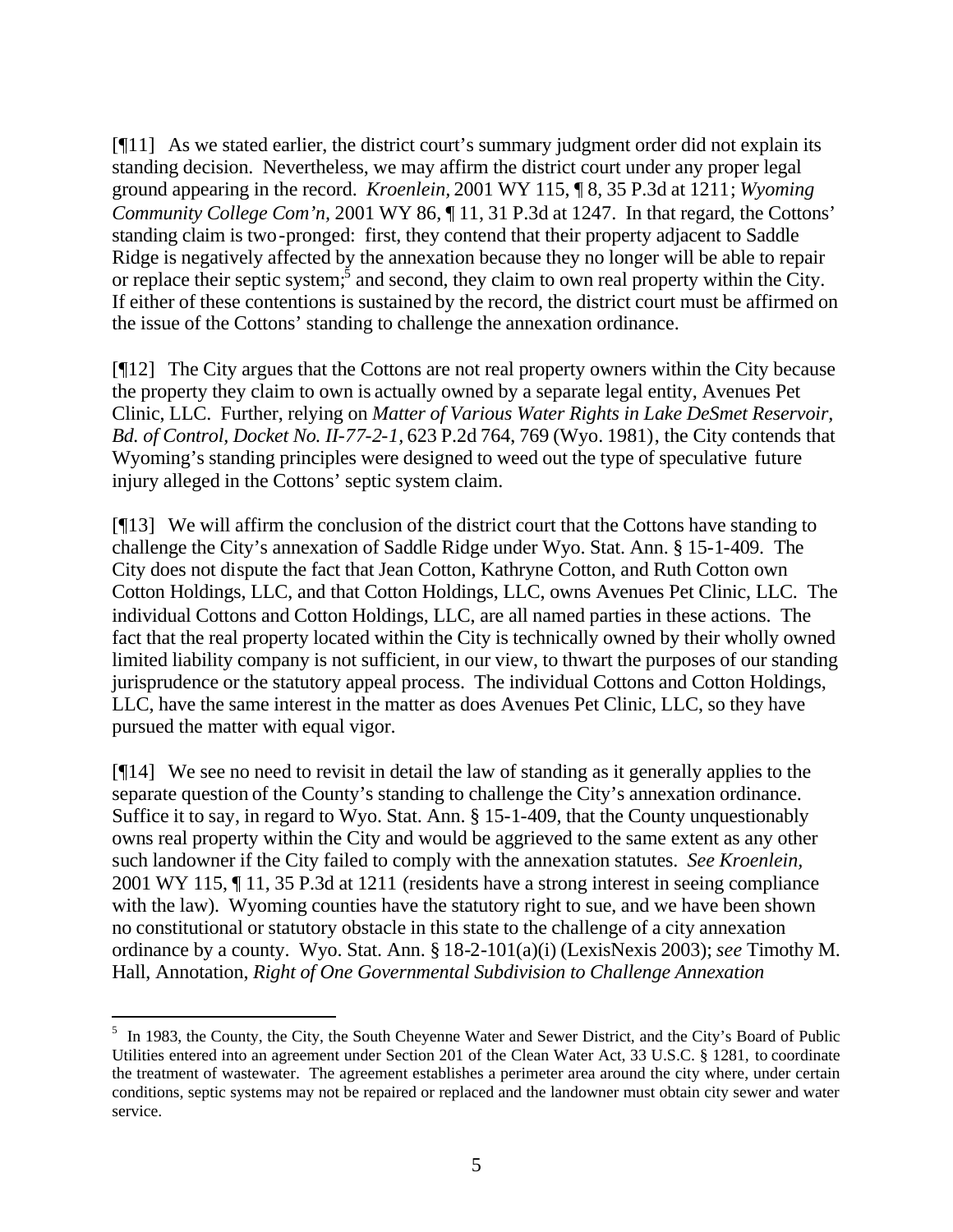[¶11] As we stated earlier, the district court's summary judgment order did not explain its standing decision. Nevertheless, we may affirm the district court under any proper legal ground appearing in the record. *Kroenlein,* 2001 WY 115, ¶ 8, 35 P.3d at 1211; *Wyoming Community College Com'n,* 2001 WY 86, ¶ 11, 31 P.3d at 1247. In that regard, the Cottons' standing claim is two-pronged: first, they contend that their property adjacent to Saddle Ridge is negatively affected by the annexation because they no longer will be able to repair or replace their septic system;[5] and second, they claim to own real property within the City. If either of these contentions is sustained by the record, the district court must be affirmed on the issue of the Cottons' standing to challenge the annexation ordinance.

[¶12] The City argues that the Cottons are not real property owners within the City because the property they claim to own is actually owned by a separate legal entity, Avenues Pet Clinic, LLC. Further, relying on *Matter of Various Water Rights in Lake DeSmet Reservoir, Bd. of Control, Docket No. II-77-2-1,* 623 P.2d 764, 769 (Wyo. 1981), the City contends that Wyoming's standing principles were designed to weed out the type of speculative future injury alleged in the Cottons' septic system claim.

[¶13] We will affirm the conclusion of the district court that the Cottons have standing to challenge the City's annexation of Saddle Ridge under Wyo. Stat. Ann. § 15-1-409. The City does not dispute the fact that Jean Cotton, Kathryne Cotton, and Ruth Cotton own Cotton Holdings, LLC, and that Cotton Holdings, LLC, owns Avenues Pet Clinic, LLC. The individual Cottons and Cotton Holdings, LLC, are all named parties in these actions. The fact that the real property located within the City is technically owned by their wholly owned limited liability company is not sufficient, in our view, to thwart the purposes of our standing jurisprudence or the statutory appeal process. The individual Cottons and Cotton Holdings, LLC, have the same interest in the matter as does Avenues Pet Clinic, LLC, so they have pursued the matter with equal vigor.

[¶14] We see no need to revisit in detail the law of standing as it generally applies to the separate question of the County's standing to challenge the City's annexation ordinance. Suffice it to say, in regard to Wyo. Stat. Ann. § 15-1-409, that the County unquestionably owns real property within the City and would be aggrieved to the same extent as any other such landowner if the City failed to comply with the annexation statutes. *See Kroenlein,* 2001 WY 115, ¶ 11, 35 P.3d at 1211 (residents have a strong interest in seeing compliance with the law). Wyoming counties have the statutory right to sue, and we have been shown no constitutional or statutory obstacle in this state to the challenge of a city annexation ordinance by a county. Wyo. Stat. Ann. § 18-2-101(a)(i) (LexisNexis 2003); *see* Timothy M. Hall, Annotation, *Right of One Governmental Subdivision to Challenge Annexation*

---

[5] In 1983, the County, the City, the South Cheyenne Water and Sewer District, and the City's Board of Public Utilities entered into an agreement under Section 201 of the Clean Water Act, 33 U.S.C. § 1281, to coordinate the treatment of wastewater. The agreement establishes a perimeter area around the city where, under certain conditions, septic systems may not be repaired or replaced and the landowner must obtain city sewer and water service.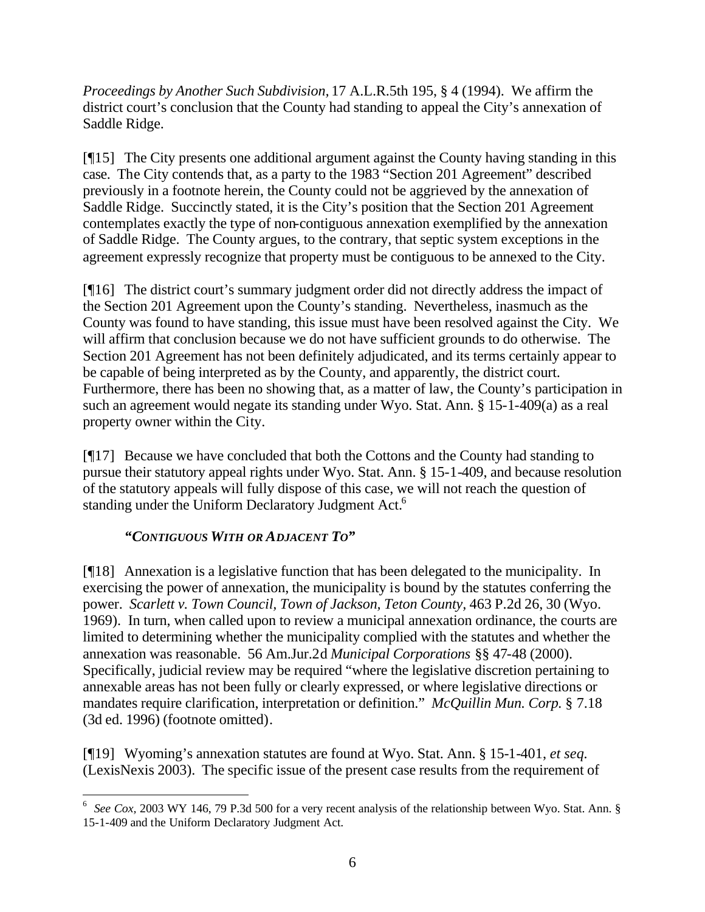*Proceedings by Another Such Subdivision,* 17 A.L.R.5th 195, § 4 (1994). We affirm the district court's conclusion that the County had standing to appeal the City's annexation of Saddle Ridge.

[¶15] The City presents one additional argument against the County having standing in this case. The City contends that, as a party to the 1983 "Section 201 Agreement" described previously in a footnote herein, the County could not be aggrieved by the annexation of Saddle Ridge. Succinctly stated, it is the City's position that the Section 201 Agreement contemplates exactly the type of non-contiguous annexation exemplified by the annexation of Saddle Ridge. The County argues, to the contrary, that septic system exceptions in the agreement expressly recognize that property must be contiguous to be annexed to the City.

[¶16] The district court's summary judgment order did not directly address the impact of the Section 201 Agreement upon the County's standing. Nevertheless, inasmuch as the County was found to have standing, this issue must have been resolved against the City. We will affirm that conclusion because we do not have sufficient grounds to do otherwise. The Section 201 Agreement has not been definitely adjudicated, and its terms certainly appear to be capable of being interpreted as by the County, and apparently, the district court. Furthermore, there has been no showing that, as a matter of law, the County's participation in such an agreement would negate its standing under Wyo. Stat. Ann. § 15-1-409(a) as a real property owner within the City.

[¶17] Because we have concluded that both the Cottons and the County had standing to pursue their statutory appeal rights under Wyo. Stat. Ann. § 15-1-409, and because resolution of the statutory appeals will fully dispose of this case, we will not reach the question of standing under the Uniform Declaratory Judgment Act.[6]

### *"CONTIGUOUS WITH OR ADJACENT TO"*

[¶18] Annexation is a legislative function that has been delegated to the municipality. In exercising the power of annexation, the municipality is bound by the statutes conferring the power. *Scarlett v. Town Council, Town of Jackson, Teton County*, 463 P.2d 26, 30 (Wyo. 1969). In turn, when called upon to review a municipal annexation ordinance, the courts are limited to determining whether the municipality complied with the statutes and whether the annexation was reasonable. 56 Am.Jur.2d *Municipal Corporations* §§ 47-48 (2000). Specifically, judicial review may be required "where the legislative discretion pertaining to annexable areas has not been fully or clearly expressed, or where legislative directions or mandates require clarification, interpretation or definition." *McQuillin Mun. Corp.* § 7.18 (3d ed. 1996) (footnote omitted).

[¶19] Wyoming's annexation statutes are found at Wyo. Stat. Ann. § 15-1-401, *et seq.* (LexisNexis 2003). The specific issue of the present case results from the requirement of

---

[6] *See Cox,* 2003 WY 146, 79 P.3d 500 for a very recent analysis of the relationship between Wyo. Stat. Ann. § 15-1-409 and the Uniform Declaratory Judgment Act.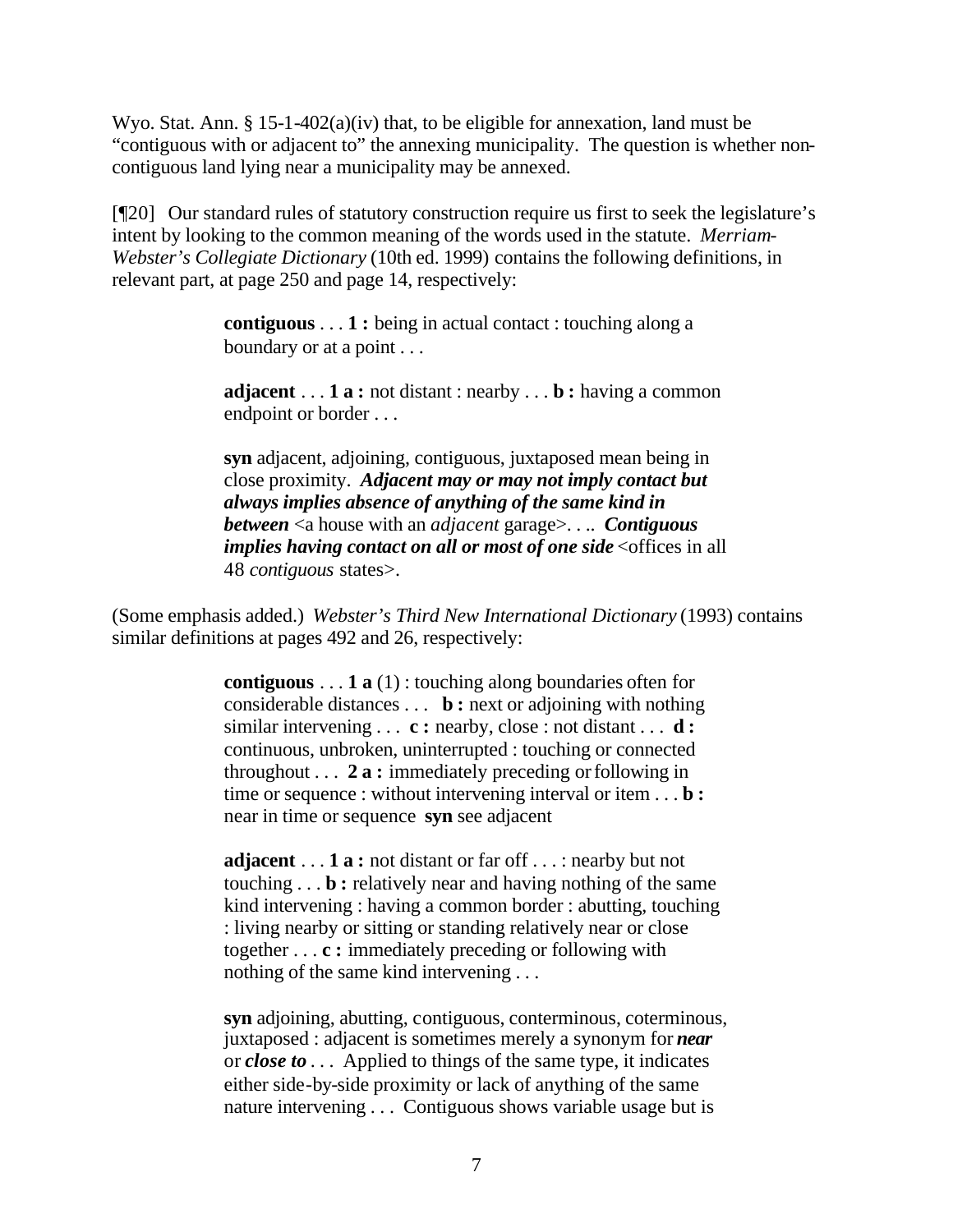Wyo. Stat. Ann. § 15-1-402(a)(iv) that, to be eligible for annexation, land must be "contiguous with or adjacent to" the annexing municipality. The question is whether non-contiguous land lying near a municipality may be annexed.

[¶20] Our standard rules of statutory construction require us first to seek the legislature's intent by looking to the common meaning of the words used in the statute. *Merriam-Webster's Collegiate Dictionary* (10th ed. 1999) contains the following definitions, in relevant part, at page 250 and page 14, respectively:

> **contiguous** . . . **1 :** being in actual contact : touching along a boundary or at a point . . .
>
> **adjacent** . . . **1 a :** not distant : nearby . . . **b :** having a common endpoint or border . . .
>
> **syn** adjacent, adjoining, contiguous, juxtaposed mean being in close proximity. ***Adjacent may or may not imply contact but always implies absence of anything of the same kind in between*** <a house with an *adjacent* garage>. . .. ***Contiguous implies having contact on all or most of one side*** <offices in all 48 *contiguous* states>.

(Some emphasis added.) *Webster's Third New International Dictionary* (1993) contains similar definitions at pages 492 and 26, respectively:

> **contiguous** . . . **1 a** (1) : touching along boundaries often for considerable distances . . . **b :** next or adjoining with nothing similar intervening . . . **c :** nearby, close : not distant . . . **d :** continuous, unbroken, uninterrupted : touching or connected throughout . . . **2 a :** immediately preceding or following in time or sequence : without intervening interval or item . . . **b :** near in time or sequence **syn** see adjacent
>
> **adjacent** . . . **1 a :** not distant or far off . . . : nearby but not touching . . . **b :** relatively near and having nothing of the same kind intervening : having a common border : abutting, touching : living nearby or sitting or standing relatively near or close together . . . **c :** immediately preceding or following with nothing of the same kind intervening . . .
>
> **syn** adjoining, abutting, contiguous, conterminous, coterminous, juxtaposed : adjacent is sometimes merely a synonym for ***near*** or ***close to*** . . . Applied to things of the same type, it indicates either side-by-side proximity or lack of anything of the same nature intervening . . . Contiguous shows variable usage but is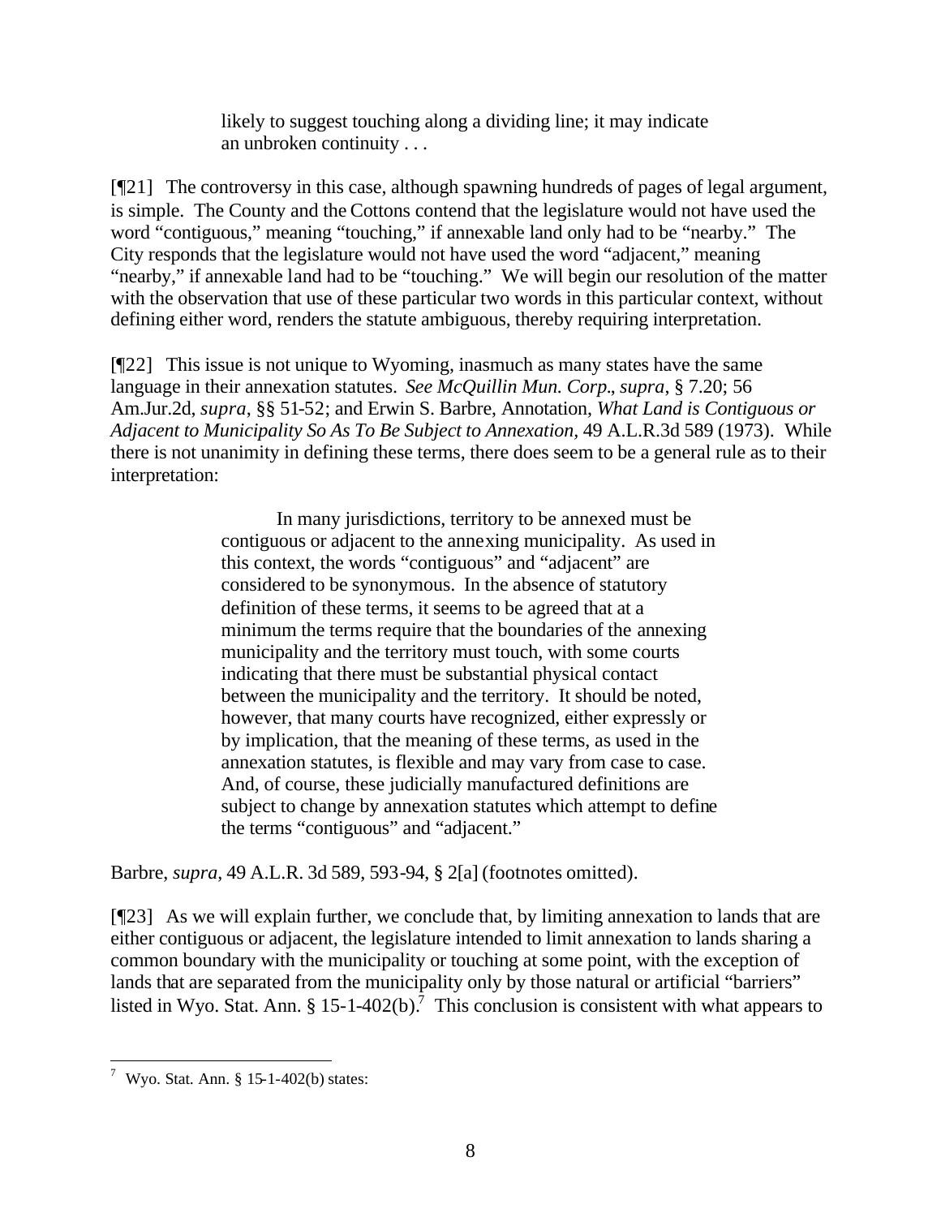> likely to suggest touching along a dividing line; it may indicate an unbroken continuity . . .

[¶21] The controversy in this case, although spawning hundreds of pages of legal argument, is simple. The County and the Cottons contend that the legislature would not have used the word "contiguous," meaning "touching," if annexable land only had to be "nearby." The City responds that the legislature would not have used the word "adjacent," meaning "nearby," if annexable land had to be "touching." We will begin our resolution of the matter with the observation that use of these particular two words in this particular context, without defining either word, renders the statute ambiguous, thereby requiring interpretation.

[¶22] This issue is not unique to Wyoming, inasmuch as many states have the same language in their annexation statutes. *See McQuillin Mun. Corp*., *supra*, § 7.20; 56 Am.Jur.2d, *supra*, §§ 51-52; and Erwin S. Barbre, Annotation, *What Land is Contiguous or Adjacent to Municipality So As To Be Subject to Annexation*, 49 A.L.R.3d 589 (1973). While there is not unanimity in defining these terms, there does seem to be a general rule as to their interpretation:

> In many jurisdictions, territory to be annexed must be contiguous or adjacent to the annexing municipality. As used in this context, the words "contiguous" and "adjacent" are considered to be synonymous. In the absence of statutory definition of these terms, it seems to be agreed that at a minimum the terms require that the boundaries of the annexing municipality and the territory must touch, with some courts indicating that there must be substantial physical contact between the municipality and the territory. It should be noted, however, that many courts have recognized, either expressly or by implication, that the meaning of these terms, as used in the annexation statutes, is flexible and may vary from case to case. And, of course, these judicially manufactured definitions are subject to change by annexation statutes which attempt to define the terms "contiguous" and "adjacent."

Barbre, *supra*, 49 A.L.R. 3d 589, 593-94, § 2[a] (footnotes omitted).

[¶23] As we will explain further, we conclude that, by limiting annexation to lands that are either contiguous or adjacent, the legislature intended to limit annexation to lands sharing a common boundary with the municipality or touching at some point, with the exception of lands that are separated from the municipality only by those natural or artificial "barriers" listed in Wyo. Stat. Ann. § 15-1-402(b).[7] This conclusion is consistent with what appears to

---

[7] Wyo. Stat. Ann. § 15-1-402(b) states: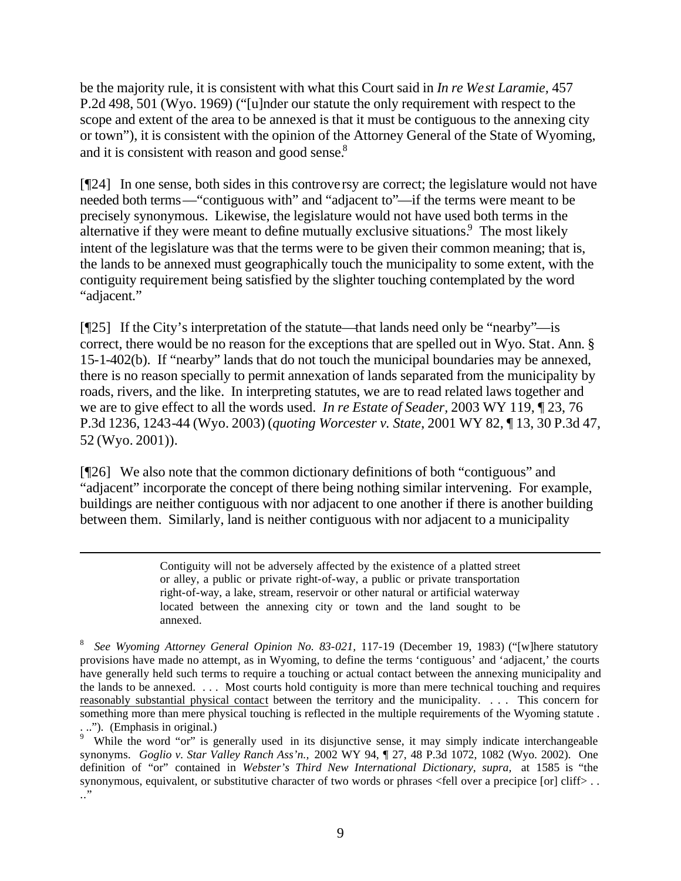be the majority rule, it is consistent with what this Court said in *In re West Laramie*, 457 P.2d 498, 501 (Wyo. 1969) ("[u]nder our statute the only requirement with respect to the scope and extent of the area to be annexed is that it must be contiguous to the annexing city or town"), it is consistent with the opinion of the Attorney General of the State of Wyoming, and it is consistent with reason and good sense.[8]

[¶24] In one sense, both sides in this controversy are correct; the legislature would not have needed both terms—"contiguous with" and "adjacent to"—if the terms were meant to be precisely synonymous. Likewise, the legislature would not have used both terms in the alternative if they were meant to define mutually exclusive situations.[9] The most likely intent of the legislature was that the terms were to be given their common meaning; that is, the lands to be annexed must geographically touch the municipality to some extent, with the contiguity requirement being satisfied by the slighter touching contemplated by the word "adjacent."

[¶25] If the City's interpretation of the statute—that lands need only be "nearby"—is correct, there would be no reason for the exceptions that are spelled out in Wyo. Stat. Ann. § 15-1-402(b). If "nearby" lands that do not touch the municipal boundaries may be annexed, there is no reason specially to permit annexation of lands separated from the municipality by roads, rivers, and the like. In interpreting statutes, we are to read related laws together and we are to give effect to all the words used. *In re Estate of Seader*, 2003 WY 119, ¶ 23, 76 P.3d 1236, 1243-44 (Wyo. 2003) (*quoting Worcester v. State*, 2001 WY 82, ¶ 13, 30 P.3d 47, 52 (Wyo. 2001)).

[¶26] We also note that the common dictionary definitions of both "contiguous" and "adjacent" incorporate the concept of there being nothing similar intervening. For example, buildings are neither contiguous with nor adjacent to one another if there is another building between them. Similarly, land is neither contiguous with nor adjacent to a municipality

---

> Contiguity will not be adversely affected by the existence of a platted street or alley, a public or private right-of-way, a public or private transportation right-of-way, a lake, stream, reservoir or other natural or artificial waterway located between the annexing city or town and the land sought to be annexed.

[8] *See Wyoming Attorney General Opinion No. 83-021*, 117-19 (December 19, 1983) ("[w]here statutory provisions have made no attempt, as in Wyoming, to define the terms 'contiguous' and 'adjacent,' the courts have generally held such terms to require a touching or actual contact between the annexing municipality and the lands to be annexed. . . . Most courts hold contiguity is more than mere technical touching and requires <u>reasonably substantial physical contact</u> between the territory and the municipality. . . . This concern for something more than mere physical touching is reflected in the multiple requirements of the Wyoming statute . . .."). (Emphasis in original.)

[9] While the word "or" is generally used in its disjunctive sense, it may simply indicate interchangeable synonyms. *Goglio v. Star Valley Ranch Ass'n.,* 2002 WY 94, ¶ 27, 48 P.3d 1072, 1082 (Wyo. 2002). One definition of "or" contained in *Webster's Third New International Dictionary*, *supra*, at 1585 is "the synonymous, equivalent, or substitutive character of two words or phrases <fell over a precipice [or] cliff> . . .."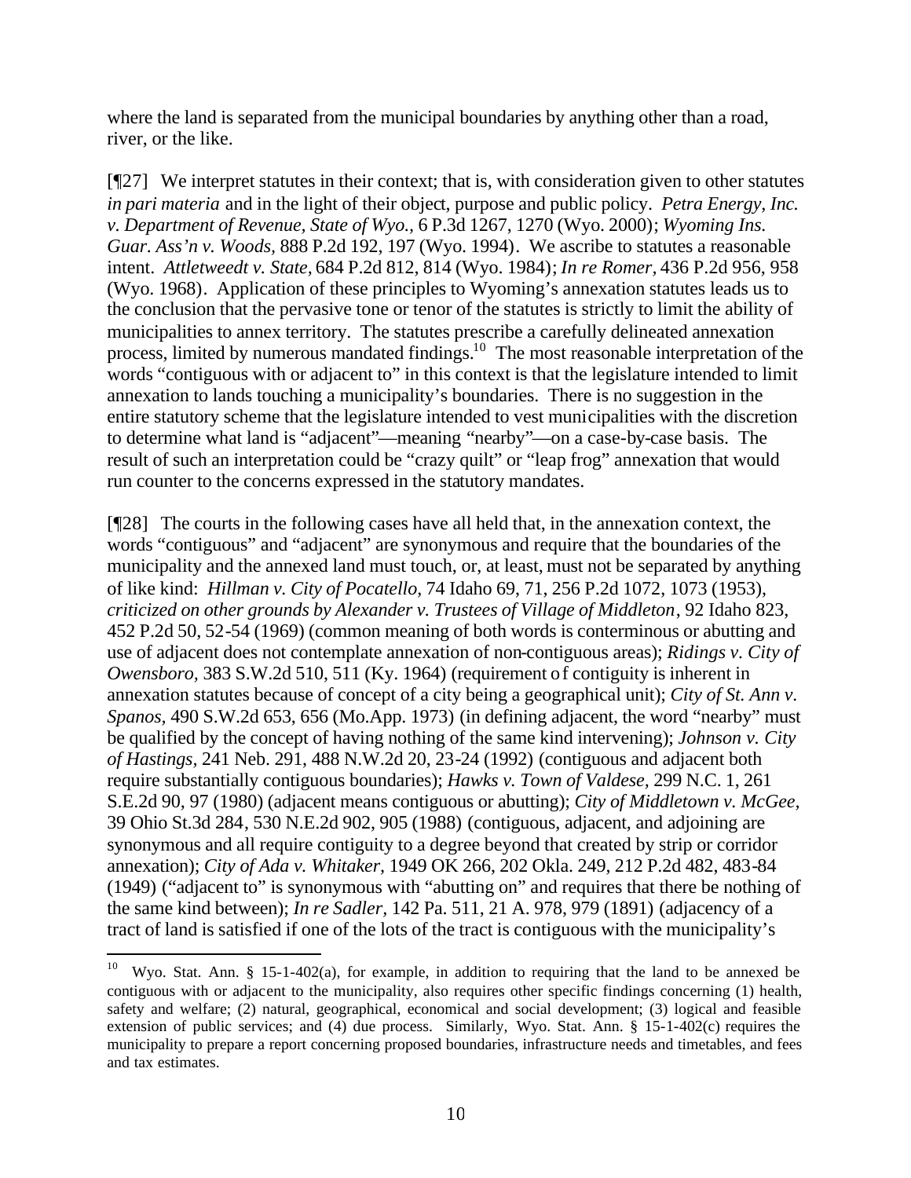where the land is separated from the municipal boundaries by anything other than a road, river, or the like.

[¶27] We interpret statutes in their context; that is, with consideration given to other statutes *in pari materia* and in the light of their object, purpose and public policy. *Petra Energy, Inc. v. Department of Revenue, State of Wyo.*, 6 P.3d 1267, 1270 (Wyo. 2000); *Wyoming Ins. Guar. Ass'n v. Woods*, 888 P.2d 192, 197 (Wyo. 1994). We ascribe to statutes a reasonable intent. *Attletweedt v. State*, 684 P.2d 812, 814 (Wyo. 1984); *In re Romer*, 436 P.2d 956, 958 (Wyo. 1968). Application of these principles to Wyoming's annexation statutes leads us to the conclusion that the pervasive tone or tenor of the statutes is strictly to limit the ability of municipalities to annex territory. The statutes prescribe a carefully delineated annexation process, limited by numerous mandated findings.[10] The most reasonable interpretation of the words "contiguous with or adjacent to" in this context is that the legislature intended to limit annexation to lands touching a municipality's boundaries. There is no suggestion in the entire statutory scheme that the legislature intended to vest municipalities with the discretion to determine what land is "adjacent"—meaning "nearby"—on a case-by-case basis. The result of such an interpretation could be "crazy quilt" or "leap frog" annexation that would run counter to the concerns expressed in the statutory mandates.

[¶28] The courts in the following cases have all held that, in the annexation context, the words "contiguous" and "adjacent" are synonymous and require that the boundaries of the municipality and the annexed land must touch, or, at least, must not be separated by anything of like kind: *Hillman v. City of Pocatello*, 74 Idaho 69, 71, 256 P.2d 1072, 1073 (1953), *criticized on other grounds by Alexander v. Trustees of Village of Middleton*, 92 Idaho 823, 452 P.2d 50, 52-54 (1969) (common meaning of both words is conterminous or abutting and use of adjacent does not contemplate annexation of non-contiguous areas); *Ridings v. City of Owensboro*, 383 S.W.2d 510, 511 (Ky. 1964) (requirement of contiguity is inherent in annexation statutes because of concept of a city being a geographical unit); *City of St. Ann v. Spanos*, 490 S.W.2d 653, 656 (Mo.App. 1973) (in defining adjacent, the word "nearby" must be qualified by the concept of having nothing of the same kind intervening); *Johnson v. City of Hastings*, 241 Neb. 291, 488 N.W.2d 20, 23-24 (1992) (contiguous and adjacent both require substantially contiguous boundaries); *Hawks v. Town of Valdese*, 299 N.C. 1, 261 S.E.2d 90, 97 (1980) (adjacent means contiguous or abutting); *City of Middletown v. McGee*, 39 Ohio St.3d 284, 530 N.E.2d 902, 905 (1988) (contiguous, adjacent, and adjoining are synonymous and all require contiguity to a degree beyond that created by strip or corridor annexation); *City of Ada v. Whitaker*, 1949 OK 266, 202 Okla. 249, 212 P.2d 482, 483-84 (1949) ("adjacent to" is synonymous with "abutting on" and requires that there be nothing of the same kind between); *In re Sadler*, 142 Pa. 511, 21 A. 978, 979 (1891) (adjacency of a tract of land is satisfied if one of the lots of the tract is contiguous with the municipality's

---

[10] Wyo. Stat. Ann. § 15-1-402(a), for example, in addition to requiring that the land to be annexed be contiguous with or adjacent to the municipality, also requires other specific findings concerning (1) health, safety and welfare; (2) natural, geographical, economical and social development; (3) logical and feasible extension of public services; and (4) due process. Similarly, Wyo. Stat. Ann. § 15-1-402(c) requires the municipality to prepare a report concerning proposed boundaries, infrastructure needs and timetables, and fees and tax estimates.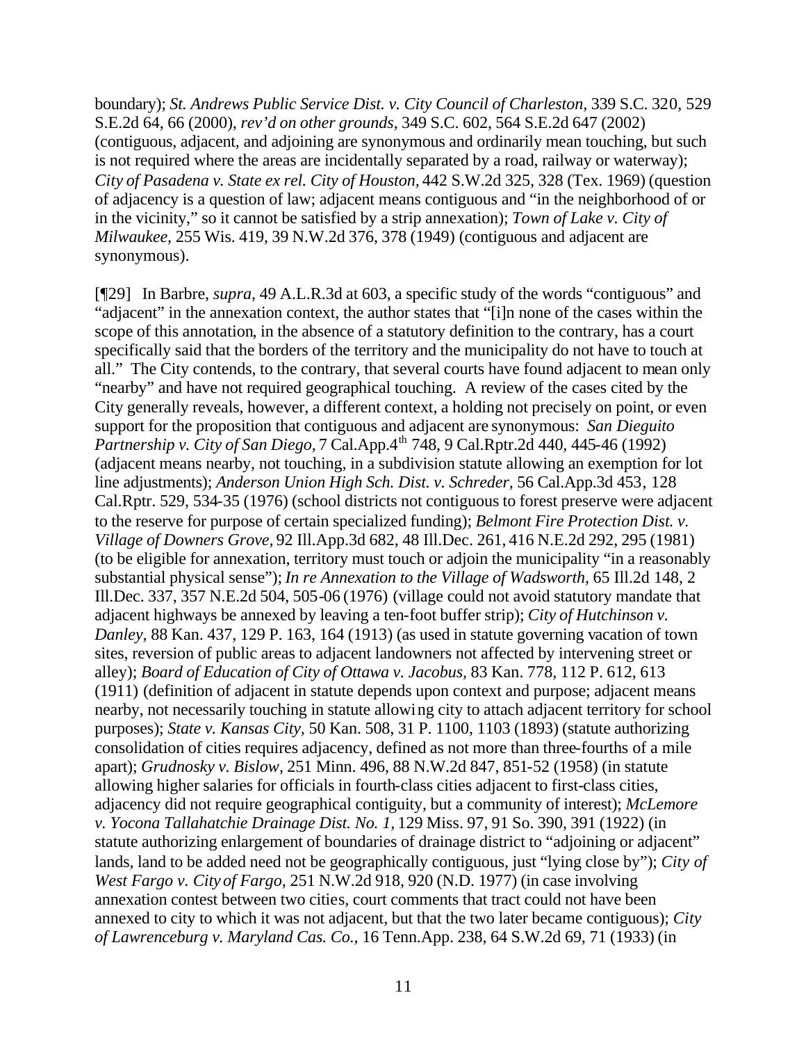boundary); *St. Andrews Public Service Dist. v. City Council of Charleston*, 339 S.C. 320, 529 S.E.2d 64, 66 (2000), *rev'd on other grounds*, 349 S.C. 602, 564 S.E.2d 647 (2002) (contiguous, adjacent, and adjoining are synonymous and ordinarily mean touching, but such is not required where the areas are incidentally separated by a road, railway or waterway); *City of Pasadena v. State ex rel. City of Houston*, 442 S.W.2d 325, 328 (Tex. 1969) (question of adjacency is a question of law; adjacent means contiguous and "in the neighborhood of or in the vicinity," so it cannot be satisfied by a strip annexation); *Town of Lake v. City of Milwaukee*, 255 Wis. 419, 39 N.W.2d 376, 378 (1949) (contiguous and adjacent are synonymous).

[¶29] In Barbre, *supra*, 49 A.L.R.3d at 603, a specific study of the words "contiguous" and "adjacent" in the annexation context, the author states that "[i]n none of the cases within the scope of this annotation, in the absence of a statutory definition to the contrary, has a court specifically said that the borders of the territory and the municipality do not have to touch at all." The City contends, to the contrary, that several courts have found adjacent to mean only "nearby" and have not required geographical touching. A review of the cases cited by the City generally reveals, however, a different context, a holding not precisely on point, or even support for the proposition that contiguous and adjacent are synonymous: *San Dieguito Partnership v. City of San Diego*, 7 Cal.App.4th 748, 9 Cal.Rptr.2d 440, 445-46 (1992) (adjacent means nearby, not touching, in a subdivision statute allowing an exemption for lot line adjustments); *Anderson Union High Sch. Dist. v. Schreder*, 56 Cal.App.3d 453, 128 Cal.Rptr. 529, 534-35 (1976) (school districts not contiguous to forest preserve were adjacent to the reserve for purpose of certain specialized funding); *Belmont Fire Protection Dist. v. Village of Downers Grove*, 92 Ill.App.3d 682, 48 Ill.Dec. 261, 416 N.E.2d 292, 295 (1981) (to be eligible for annexation, territory must touch or adjoin the municipality "in a reasonably substantial physical sense"); *In re Annexation to the Village of Wadsworth*, 65 Ill.2d 148, 2 Ill.Dec. 337, 357 N.E.2d 504, 505-06 (1976) (village could not avoid statutory mandate that adjacent highways be annexed by leaving a ten-foot buffer strip); *City of Hutchinson v. Danley*, 88 Kan. 437, 129 P. 163, 164 (1913) (as used in statute governing vacation of town sites, reversion of public areas to adjacent landowners not affected by intervening street or alley); *Board of Education of City of Ottawa v. Jacobus*, 83 Kan. 778, 112 P. 612, 613 (1911) (definition of adjacent in statute depends upon context and purpose; adjacent means nearby, not necessarily touching in statute allowing city to attach adjacent territory for school purposes); *State v. Kansas City*, 50 Kan. 508, 31 P. 1100, 1103 (1893) (statute authorizing consolidation of cities requires adjacency, defined as not more than three-fourths of a mile apart); *Grudnosky v. Bislow*, 251 Minn. 496, 88 N.W.2d 847, 851-52 (1958) (in statute allowing higher salaries for officials in fourth-class cities adjacent to first-class cities, adjacency did not require geographical contiguity, but a community of interest); *McLemore v. Yocona Tallahatchie Drainage Dist. No. 1*, 129 Miss. 97, 91 So. 390, 391 (1922) (in statute authorizing enlargement of boundaries of drainage district to "adjoining or adjacent" lands, land to be added need not be geographically contiguous, just "lying close by"); *City of West Fargo v. City of Fargo*, 251 N.W.2d 918, 920 (N.D. 1977) (in case involving annexation contest between two cities, court comments that tract could not have been annexed to city to which it was not adjacent, but that the two later became contiguous); *City of Lawrenceburg v. Maryland Cas. Co.*, 16 Tenn.App. 238, 64 S.W.2d 69, 71 (1933) (in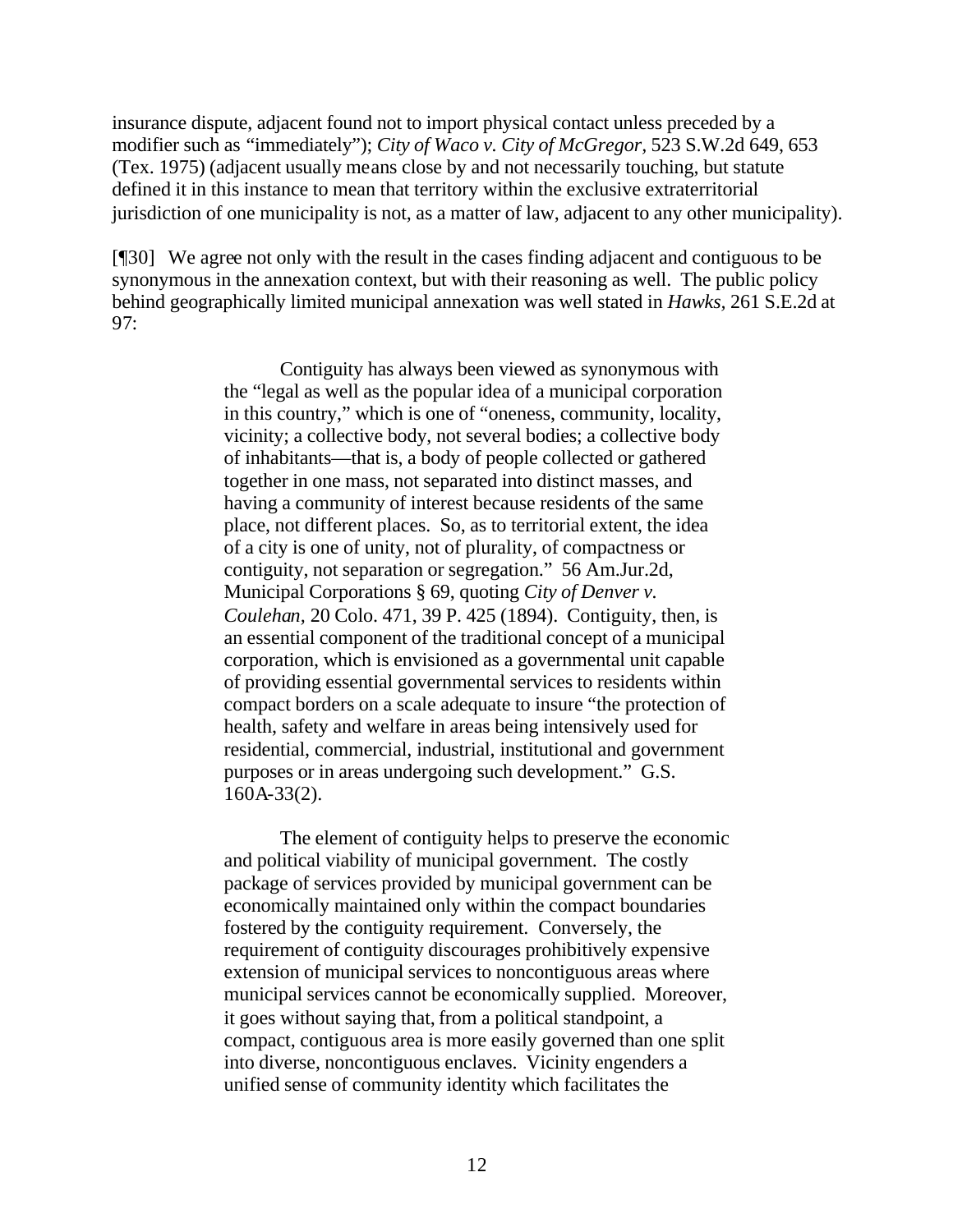insurance dispute, adjacent found not to import physical contact unless preceded by a modifier such as "immediately"); *City of Waco v. City of McGregor*, 523 S.W.2d 649, 653 (Tex. 1975) (adjacent usually means close by and not necessarily touching, but statute defined it in this instance to mean that territory within the exclusive extraterritorial jurisdiction of one municipality is not, as a matter of law, adjacent to any other municipality).

[¶30] We agree not only with the result in the cases finding adjacent and contiguous to be synonymous in the annexation context, but with their reasoning as well. The public policy behind geographically limited municipal annexation was well stated in *Hawks*, 261 S.E.2d at 97:

> Contiguity has always been viewed as synonymous with the "legal as well as the popular idea of a municipal corporation in this country," which is one of "oneness, community, locality, vicinity; a collective body, not several bodies; a collective body of inhabitants—that is, a body of people collected or gathered together in one mass, not separated into distinct masses, and having a community of interest because residents of the same place, not different places. So, as to territorial extent, the idea of a city is one of unity, not of plurality, of compactness or contiguity, not separation or segregation." 56 Am.Jur.2d, Municipal Corporations § 69, quoting *City of Denver v. Coulehan*, 20 Colo. 471, 39 P. 425 (1894). Contiguity, then, is an essential component of the traditional concept of a municipal corporation, which is envisioned as a governmental unit capable of providing essential governmental services to residents within compact borders on a scale adequate to insure "the protection of health, safety and welfare in areas being intensively used for residential, commercial, industrial, institutional and government purposes or in areas undergoing such development." G.S. 160A-33(2).
>
> The element of contiguity helps to preserve the economic and political viability of municipal government. The costly package of services provided by municipal government can be economically maintained only within the compact boundaries fostered by the contiguity requirement. Conversely, the requirement of contiguity discourages prohibitively expensive extension of municipal services to noncontiguous areas where municipal services cannot be economically supplied. Moreover, it goes without saying that, from a political standpoint, a compact, contiguous area is more easily governed than one split into diverse, noncontiguous enclaves. Vicinity engenders a unified sense of community identity which facilitates the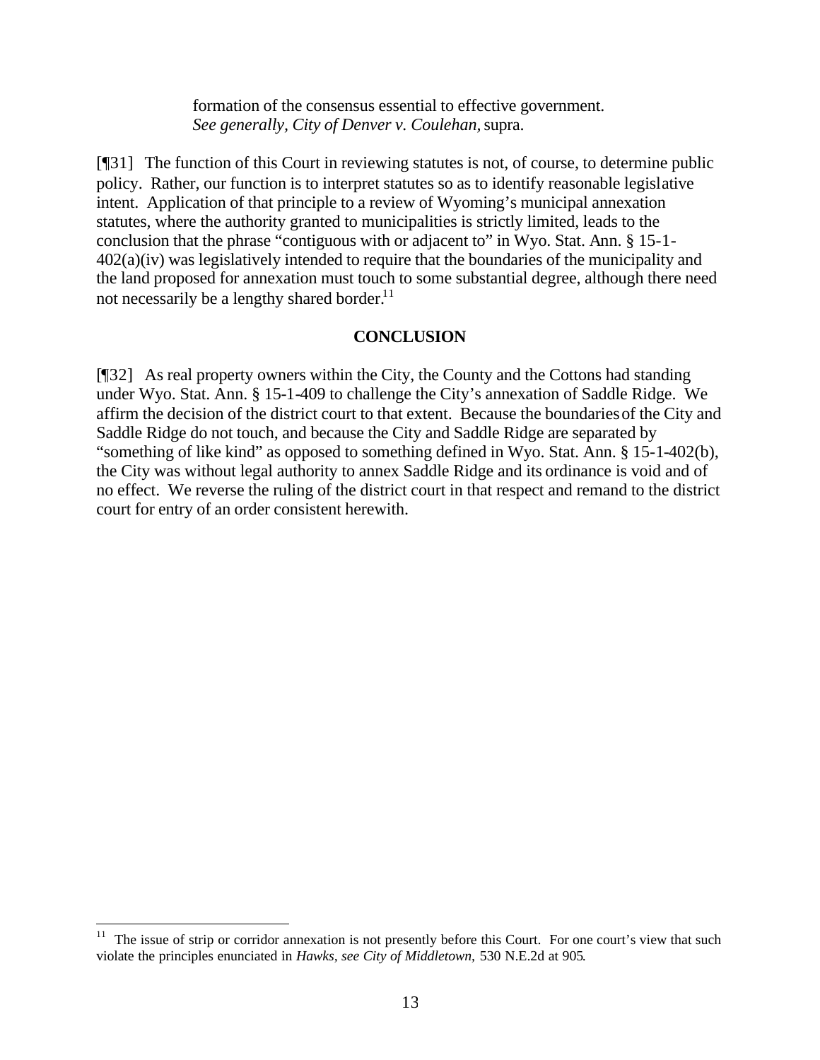formation of the consensus essential to effective government. *See generally, City of Denver v. Coulehan,* supra.

[¶31] The function of this Court in reviewing statutes is not, of course, to determine public policy. Rather, our function is to interpret statutes so as to identify reasonable legislative intent. Application of that principle to a review of Wyoming's municipal annexation statutes, where the authority granted to municipalities is strictly limited, leads to the conclusion that the phrase "contiguous with or adjacent to" in Wyo. Stat. Ann. § 15-1-402(a)(iv) was legislatively intended to require that the boundaries of the municipality and the land proposed for annexation must touch to some substantial degree, although there need not necessarily be a lengthy shared border.[11]

## CONCLUSION

[¶32] As real property owners within the City, the County and the Cottons had standing under Wyo. Stat. Ann. § 15-1-409 to challenge the City's annexation of Saddle Ridge. We affirm the decision of the district court to that extent. Because the boundaries of the City and Saddle Ridge do not touch, and because the City and Saddle Ridge are separated by "something of like kind" as opposed to something defined in Wyo. Stat. Ann. § 15-1-402(b), the City was without legal authority to annex Saddle Ridge and its ordinance is void and of no effect. We reverse the ruling of the district court in that respect and remand to the district court for entry of an order consistent herewith.

---

[11] The issue of strip or corridor annexation is not presently before this Court. For one court's view that such violate the principles enunciated in *Hawks*, *see City of Middletown*, 530 N.E.2d at 905.